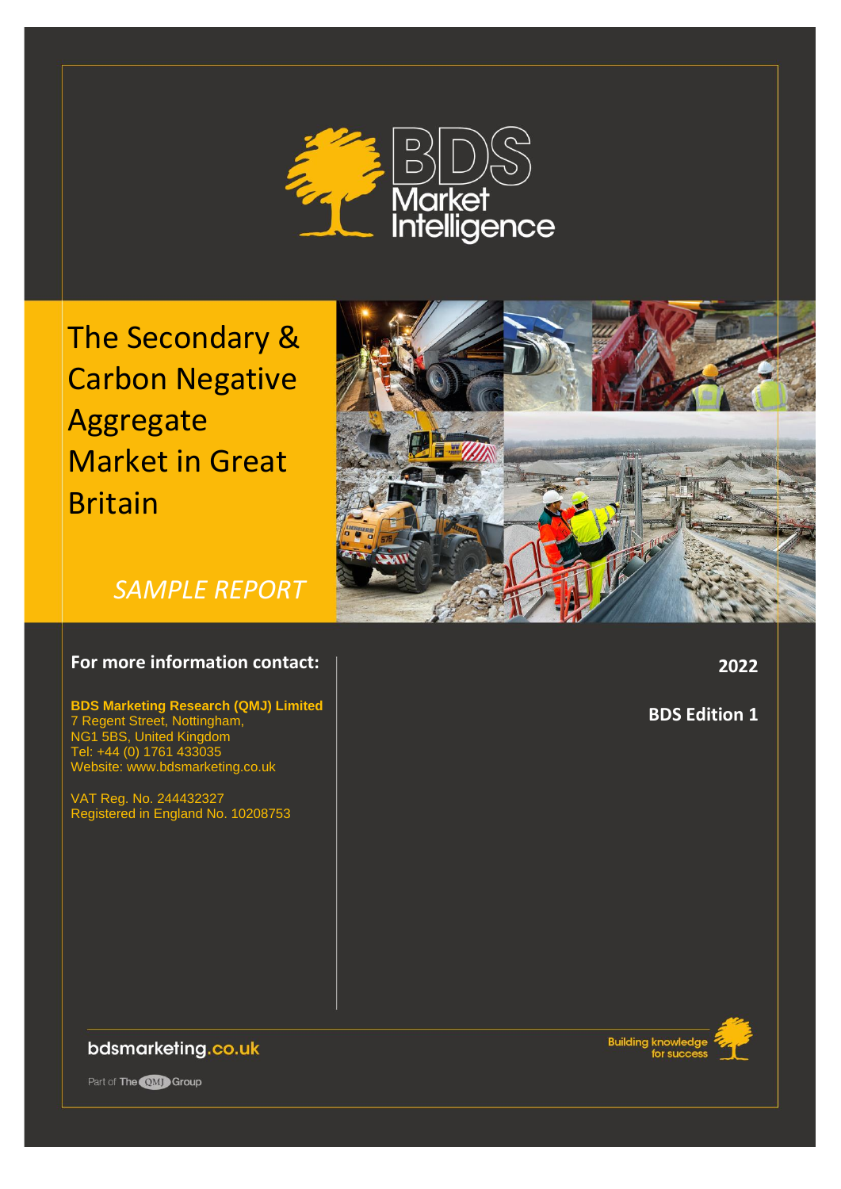BDS Market Intelligence

# The Secondary & Carbon Negative Aggregate Market in Great Britain

*SAMPLE REPORT*

**For more information contact:**

**BDS Marketing Research (QMJ) Limited**
7 Regent Street, Nottingham,
NG1 5BS, United Kingdom
Tel: +44 (0) 1761 433035
Website: www.bdsmarketing.co.uk

VAT Reg. No. 244432327
Registered in England No. 10208753

**2022**

**BDS Edition 1**

bdsmarketing.co.uk

Part of The QMJ Group

Building knowledge for success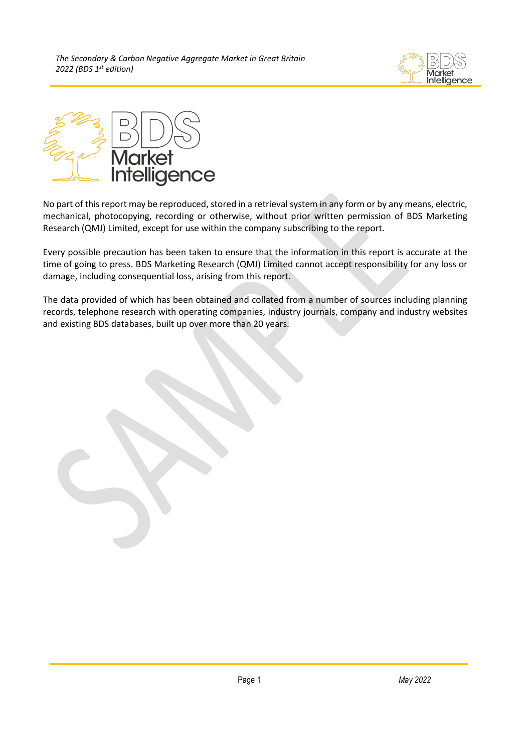No part of this report may be reproduced, stored in a retrieval system in any form or by any means, electric, mechanical, photocopying, recording or otherwise, without prior written permission of BDS Marketing Research (QMJ) Limited, except for use within the company subscribing to the report.

Every possible precaution has been taken to ensure that the information in this report is accurate at the time of going to press. BDS Marketing Research (QMJ) Limited cannot accept responsibility for any loss or damage, including consequential loss, arising from this report.

The data provided of which has been obtained and collated from a number of sources including planning records, telephone research with operating companies, industry journals, company and industry websites and existing BDS databases, built up over more than 20 years.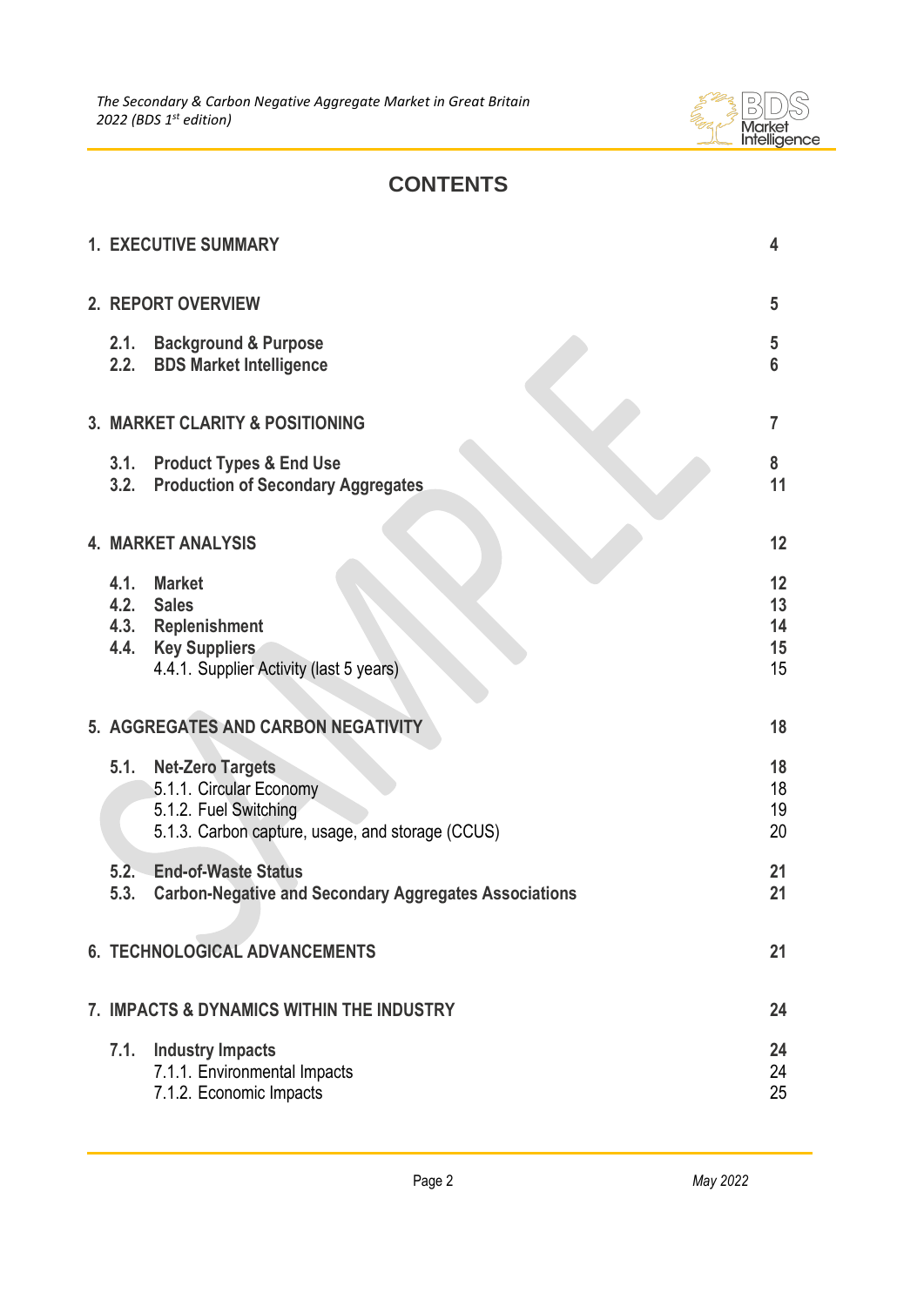# CONTENTS

| | |
|---|---|
| **1. EXECUTIVE SUMMARY** | **4** |
| **2. REPORT OVERVIEW** | **5** |
| **2.1. Background & Purpose** | **5** |
| **2.2. BDS Market Intelligence** | **6** |
| **3. MARKET CLARITY & POSITIONING** | **7** |
| **3.1. Product Types & End Use** | **8** |
| **3.2. Production of Secondary Aggregates** | **11** |
| **4. MARKET ANALYSIS** | **12** |
| **4.1. Market** | **12** |
| **4.2. Sales** | **13** |
| **4.3. Replenishment** | **14** |
| **4.4. Key Suppliers** | **15** |
| 4.4.1. Supplier Activity (last 5 years) | 15 |
| **5. AGGREGATES AND CARBON NEGATIVITY** | **18** |
| **5.1. Net-Zero Targets** | **18** |
| 5.1.1. Circular Economy | 18 |
| 5.1.2. Fuel Switching | 19 |
| 5.1.3. Carbon capture, usage, and storage (CCUS) | 20 |
| **5.2. End-of-Waste Status** | **21** |
| **5.3. Carbon-Negative and Secondary Aggregates Associations** | **21** |
| **6. TECHNOLOGICAL ADVANCEMENTS** | **21** |
| **7. IMPACTS & DYNAMICS WITHIN THE INDUSTRY** | **24** |
| **7.1. Industry Impacts** | **24** |
| 7.1.1. Environmental Impacts | 24 |
| 7.1.2. Economic Impacts | 25 |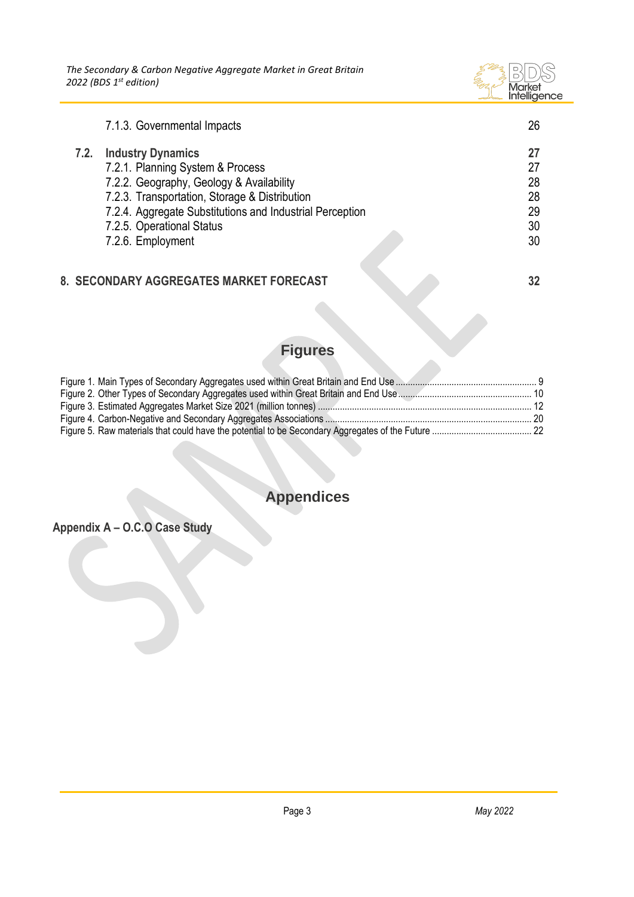7.1.3. Governmental Impacts 26

**7.2. Industry Dynamics** **27**

7.2.1. Planning System & Process 27

7.2.2. Geography, Geology & Availability 28

7.2.3. Transportation, Storage & Distribution 28

7.2.4. Aggregate Substitutions and Industrial Perception 29

7.2.5. Operational Status 30

7.2.6. Employment 30

**8. SECONDARY AGGREGATES MARKET FORECAST** **32**

## Figures

Figure 1. Main Types of Secondary Aggregates used within Great Britain and End Use ... 9

Figure 2. Other Types of Secondary Aggregates used within Great Britain and End Use ... 10

Figure 3. Estimated Aggregates Market Size 2021 (million tonnes) ... 12

Figure 4. Carbon-Negative and Secondary Aggregates Associations ... 20

Figure 5. Raw materials that could have the potential to be Secondary Aggregates of the Future ... 22

## Appendices

**Appendix A – O.C.O Case Study**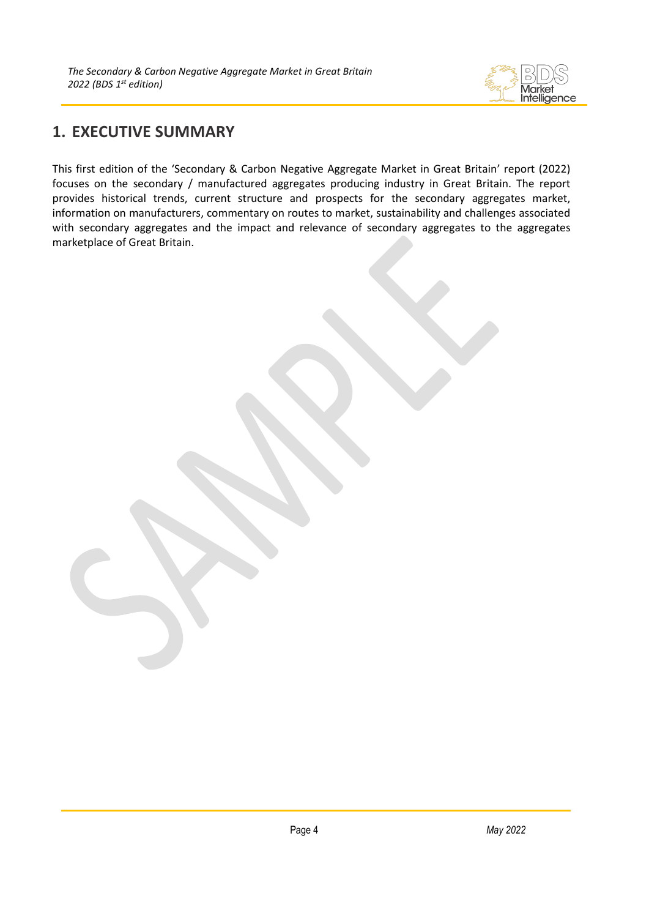# 1. EXECUTIVE SUMMARY

This first edition of the 'Secondary & Carbon Negative Aggregate Market in Great Britain' report (2022) focuses on the secondary / manufactured aggregates producing industry in Great Britain. The report provides historical trends, current structure and prospects for the secondary aggregates market, information on manufacturers, commentary on routes to market, sustainability and challenges associated with secondary aggregates and the impact and relevance of secondary aggregates to the aggregates marketplace of Great Britain.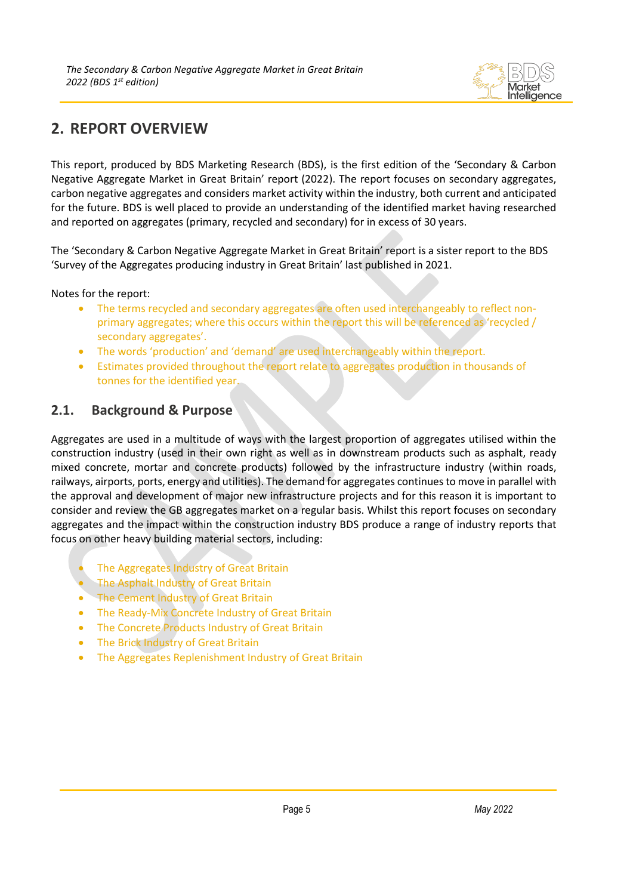## 2. REPORT OVERVIEW

This report, produced by BDS Marketing Research (BDS), is the first edition of the 'Secondary & Carbon Negative Aggregate Market in Great Britain' report (2022). The report focuses on secondary aggregates, carbon negative aggregates and considers market activity within the industry, both current and anticipated for the future. BDS is well placed to provide an understanding of the identified market having researched and reported on aggregates (primary, recycled and secondary) for in excess of 30 years.

The 'Secondary & Carbon Negative Aggregate Market in Great Britain' report is a sister report to the BDS 'Survey of the Aggregates producing industry in Great Britain' last published in 2021.

Notes for the report:

- The terms recycled and secondary aggregates are often used interchangeably to reflect non-primary aggregates; where this occurs within the report this will be referenced as 'recycled / secondary aggregates'.
- The words 'production' and 'demand' are used interchangeably within the report.
- Estimates provided throughout the report relate to aggregates production in thousands of tonnes for the identified year.

### 2.1. Background & Purpose

Aggregates are used in a multitude of ways with the largest proportion of aggregates utilised within the construction industry (used in their own right as well as in downstream products such as asphalt, ready mixed concrete, mortar and concrete products) followed by the infrastructure industry (within roads, railways, airports, ports, energy and utilities). The demand for aggregates continues to move in parallel with the approval and development of major new infrastructure projects and for this reason it is important to consider and review the GB aggregates market on a regular basis. Whilst this report focuses on secondary aggregates and the impact within the construction industry BDS produce a range of industry reports that focus on other heavy building material sectors, including:

- The Aggregates Industry of Great Britain
- The Asphalt Industry of Great Britain
- The Cement Industry of Great Britain
- The Ready-Mix Concrete Industry of Great Britain
- The Concrete Products Industry of Great Britain
- The Brick Industry of Great Britain
- The Aggregates Replenishment Industry of Great Britain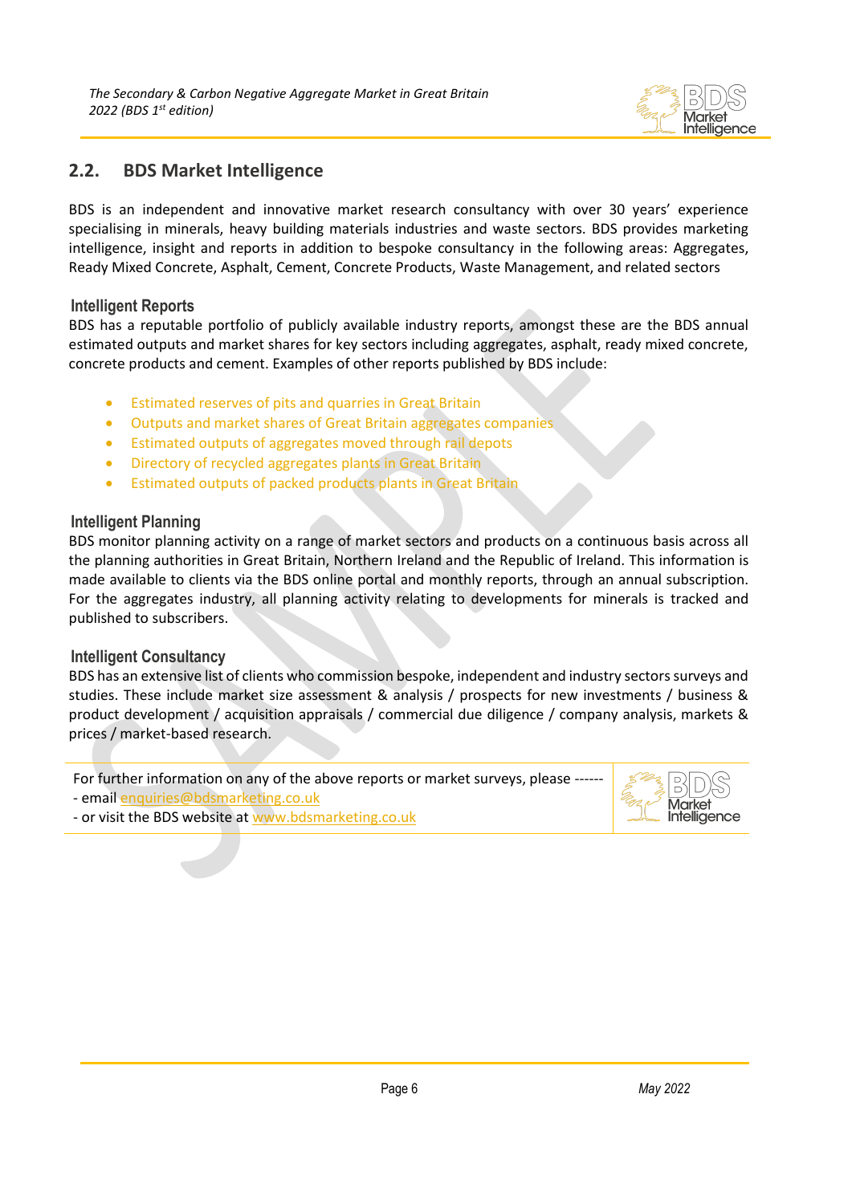## 2.2. BDS Market Intelligence

BDS is an independent and innovative market research consultancy with over 30 years' experience specialising in minerals, heavy building materials industries and waste sectors. BDS provides marketing intelligence, insight and reports in addition to bespoke consultancy in the following areas: Aggregates, Ready Mixed Concrete, Asphalt, Cement, Concrete Products, Waste Management, and related sectors

### Intelligent Reports

BDS has a reputable portfolio of publicly available industry reports, amongst these are the BDS annual estimated outputs and market shares for key sectors including aggregates, asphalt, ready mixed concrete, concrete products and cement. Examples of other reports published by BDS include:

- Estimated reserves of pits and quarries in Great Britain
- Outputs and market shares of Great Britain aggregates companies
- Estimated outputs of aggregates moved through rail depots
- Directory of recycled aggregates plants in Great Britain
- Estimated outputs of packed products plants in Great Britain

### Intelligent Planning

BDS monitor planning activity on a range of market sectors and products on a continuous basis across all the planning authorities in Great Britain, Northern Ireland and the Republic of Ireland. This information is made available to clients via the BDS online portal and monthly reports, through an annual subscription. For the aggregates industry, all planning activity relating to developments for minerals is tracked and published to subscribers.

### Intelligent Consultancy

BDS has an extensive list of clients who commission bespoke, independent and industry sectors surveys and studies. These include market size assessment & analysis / prospects for new investments / business & product development / acquisition appraisals / commercial due diligence / company analysis, markets & prices / market-based research.

For further information on any of the above reports or market surveys, please ------
- email enquiries@bdsmarketing.co.uk
- or visit the BDS website at www.bdsmarketing.co.uk